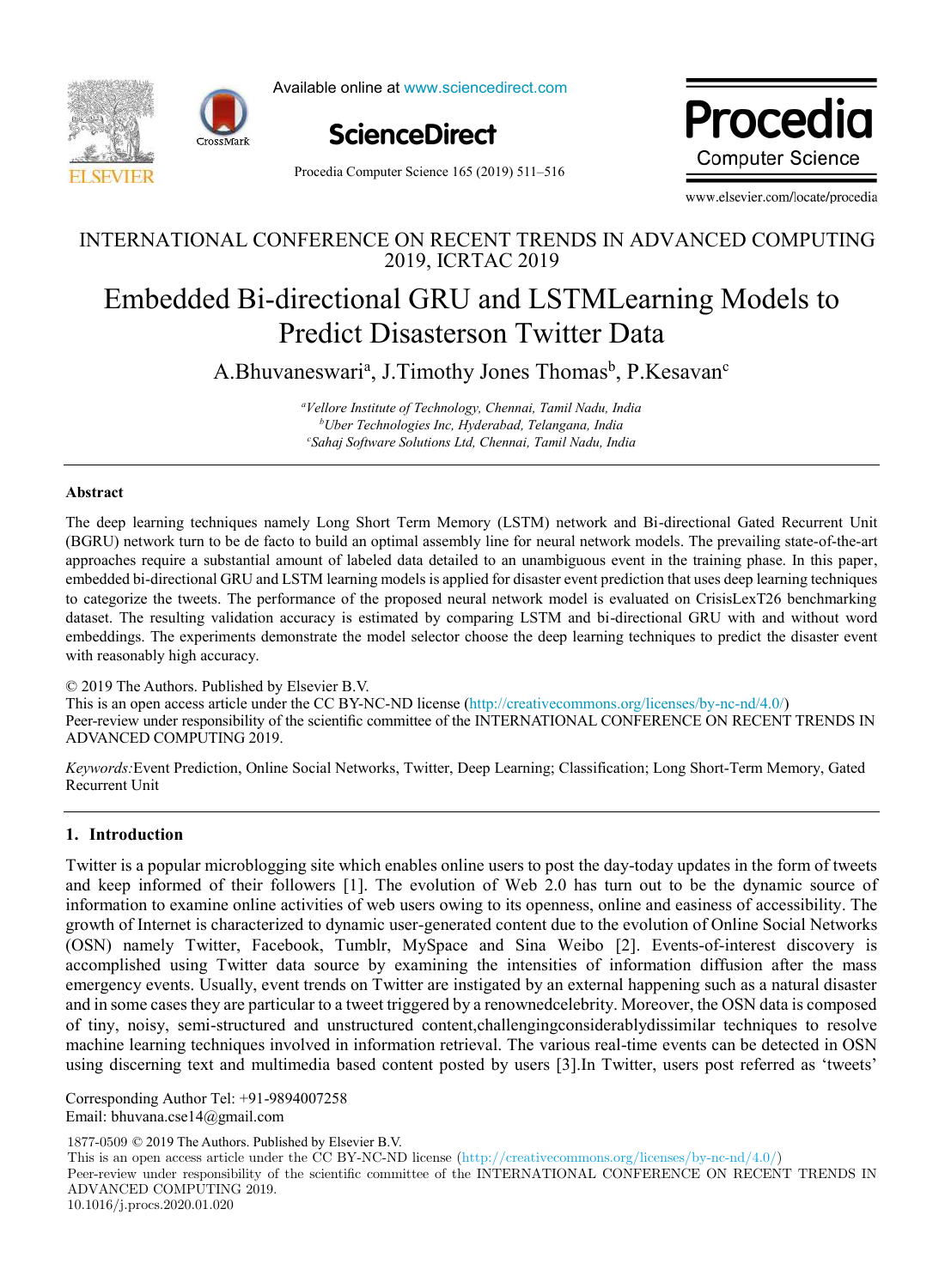INTERNATIONAL CONFERENCE ON RECENT TRENDS IN ADVANCED COMPUTING 2019, ICRTAC 2019

# Embedded Bi-directional GRU and LSTMLearning Models to Predict Disasterson Twitter Data

A.Bhuvaneswari[a], J.Timothy Jones Thomas[b], P.Kesavan[c]

*[a]Vellore Institute of Technology, Chennai, Tamil Nadu, India*
*[b]Uber Technologies Inc, Hyderabad, Telangana, India*
*[c]Sahaj Software Solutions Ltd, Chennai, Tamil Nadu, India*

---

## Abstract

The deep learning techniques namely Long Short Term Memory (LSTM) network and Bi-directional Gated Recurrent Unit (BGRU) network turn to be de facto to build an optimal assembly line for neural network models. The prevailing state-of-the-art approaches require a substantial amount of labeled data detailed to an unambiguous event in the training phase. In this paper, embedded bi-directional GRU and LSTM learning models is applied for disaster event prediction that uses deep learning techniques to categorize the tweets. The performance of the proposed neural network model is evaluated on CrisisLexT26 benchmarking dataset. The resulting validation accuracy is estimated by comparing LSTM and bi-directional GRU with and without word embeddings. The experiments demonstrate the model selector choose the deep learning techniques to predict the disaster event with reasonably high accuracy.

© 2019 The Authors. Published by Elsevier B.V.
This is an open access article under the CC BY-NC-ND license (http://creativecommons.org/licenses/by-nc-nd/4.0/)
Peer-review under responsibility of the scientific committee of the INTERNATIONAL CONFERENCE ON RECENT TRENDS IN ADVANCED COMPUTING 2019.

*Keywords:* Event Prediction, Online Social Networks, Twitter, Deep Learning; Classification; Long Short-Term Memory, Gated Recurrent Unit

---

## 1. Introduction

Twitter is a popular microblogging site which enables online users to post the day-today updates in the form of tweets and keep informed of their followers [1]. The evolution of Web 2.0 has turn out to be the dynamic source of information to examine online activities of web users owing to its openness, online and easiness of accessibility. The growth of Internet is characterized to dynamic user-generated content due to the evolution of Online Social Networks (OSN) namely Twitter, Facebook, Tumblr, MySpace and Sina Weibo [2]. Events-of-interest discovery is accomplished using Twitter data source by examining the intensities of information diffusion after the mass emergency events. Usually, event trends on Twitter are instigated by an external happening such as a natural disaster and in some cases they are particular to a tweet triggered by a renownedcelebrity. Moreover, the OSN data is composed of tiny, noisy, semi-structured and unstructured content,challengingconsiderablydissimilar techniques to resolve machine learning techniques involved in information retrieval. The various real-time events can be detected in OSN using discerning text and multimedia based content posted by users [3].In Twitter, users post referred as 'tweets'

Corresponding Author Tel: +91-9894007258
Email: bhuvana.cse14@gmail.com

1877-0509 © 2019 The Authors. Published by Elsevier B.V.
This is an open access article under the CC BY-NC-ND license (http://creativecommons.org/licenses/by-nc-nd/4.0/)
Peer-review under responsibility of the scientific committee of the INTERNATIONAL CONFERENCE ON RECENT TRENDS IN ADVANCED COMPUTING 2019.
10.1016/j.procs.2020.01.020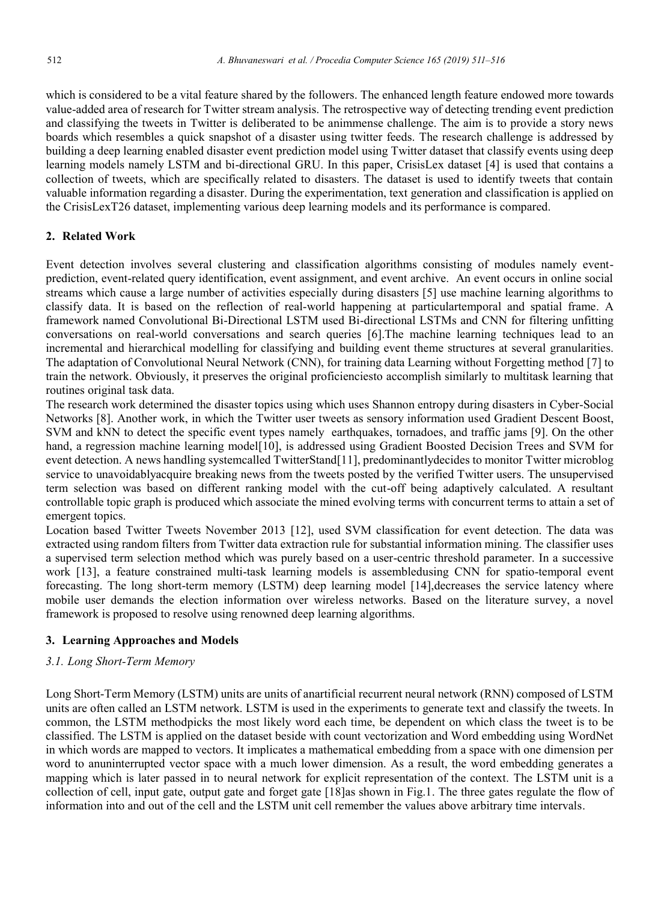which is considered to be a vital feature shared by the followers. The enhanced length feature endowed more towards value-added area of research for Twitter stream analysis. The retrospective way of detecting trending event prediction and classifying the tweets in Twitter is deliberated to be animmense challenge. The aim is to provide a story news boards which resembles a quick snapshot of a disaster using twitter feeds. The research challenge is addressed by building a deep learning enabled disaster event prediction model using Twitter dataset that classify events using deep learning models namely LSTM and bi-directional GRU. In this paper, CrisisLex dataset [4] is used that contains a collection of tweets, which are specifically related to disasters. The dataset is used to identify tweets that contain valuable information regarding a disaster. During the experimentation, text generation and classification is applied on the CrisisLexT26 dataset, implementing various deep learning models and its performance is compared.

## 2. Related Work

Event detection involves several clustering and classification algorithms consisting of modules namely event-prediction, event-related query identification, event assignment, and event archive. An event occurs in online social streams which cause a large number of activities especially during disasters [5] use machine learning algorithms to classify data. It is based on the reflection of real-world happening at particulartemporal and spatial frame. A framework named Convolutional Bi-Directional LSTM used Bi-directional LSTMs and CNN for filtering unfitting conversations on real-world conversations and search queries [6].The machine learning techniques lead to an incremental and hierarchical modelling for classifying and building event theme structures at several granularities. The adaptation of Convolutional Neural Network (CNN), for training data Learning without Forgetting method [7] to train the network. Obviously, it preserves the original proficienciesto accomplish similarly to multitask learning that routines original task data.

The research work determined the disaster topics using which uses Shannon entropy during disasters in Cyber-Social Networks [8]. Another work, in which the Twitter user tweets as sensory information used Gradient Descent Boost, SVM and kNN to detect the specific event types namely earthquakes, tornadoes, and traffic jams [9]. On the other hand, a regression machine learning model[10], is addressed using Gradient Boosted Decision Trees and SVM for event detection. A news handling systemcalled TwitterStand[11], predominantlydecides to monitor Twitter microblog service to unavoidablyacquire breaking news from the tweets posted by the verified Twitter users. The unsupervised term selection was based on different ranking model with the cut-off being adaptively calculated. A resultant controllable topic graph is produced which associate the mined evolving terms with concurrent terms to attain a set of emergent topics.

Location based Twitter Tweets November 2013 [12], used SVM classification for event detection. The data was extracted using random filters from Twitter data extraction rule for substantial information mining. The classifier uses a supervised term selection method which was purely based on a user-centric threshold parameter. In a successive work [13], a feature constrained multi-task learning models is assembledusing CNN for spatio-temporal event forecasting. The long short-term memory (LSTM) deep learning model [14],decreases the service latency where mobile user demands the election information over wireless networks. Based on the literature survey, a novel framework is proposed to resolve using renowned deep learning algorithms.

## 3. Learning Approaches and Models

### *3.1. Long Short-Term Memory*

Long Short-Term Memory (LSTM) units are units of anartificial recurrent neural network (RNN) composed of LSTM units are often called an LSTM network. LSTM is used in the experiments to generate text and classify the tweets. In common, the LSTM methodpicks the most likely word each time, be dependent on which class the tweet is to be classified. The LSTM is applied on the dataset beside with count vectorization and Word embedding using WordNet in which words are mapped to vectors. It implicates a mathematical embedding from a space with one dimension per word to anuninterrupted vector space with a much lower dimension. As a result, the word embedding generates a mapping which is later passed in to neural network for explicit representation of the context. The LSTM unit is a collection of cell, input gate, output gate and forget gate [18]as shown in Fig.1. The three gates regulate the flow of information into and out of the cell and the LSTM unit cell remember the values above arbitrary time intervals.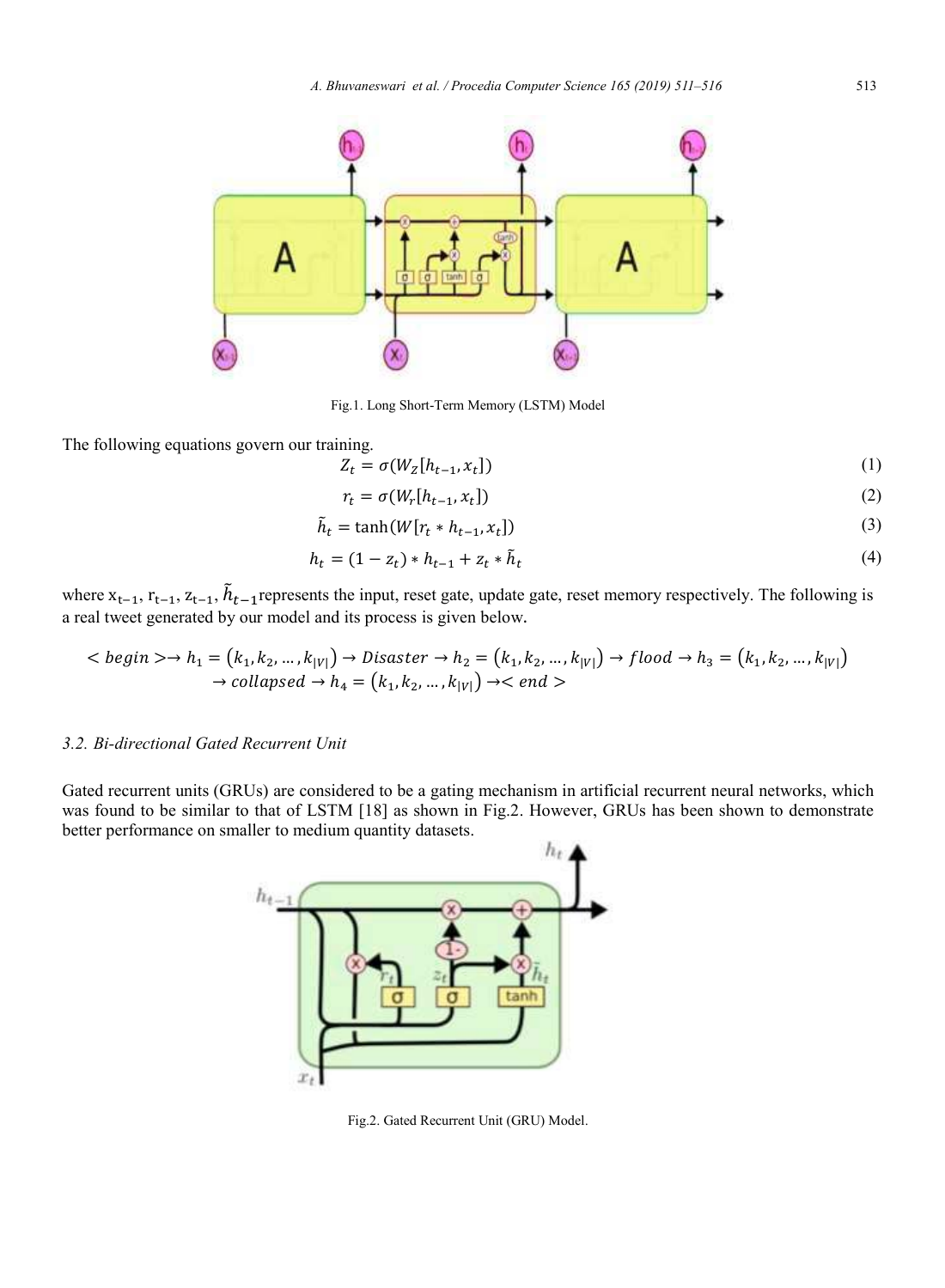Fig.1. Long Short-Term Memory (LSTM) Model

The following equations govern our training.

$$Z_t = \sigma(W_Z[h_{t-1}, x_t]) \tag{1}$$

$$r_t = \sigma(W_r[h_{t-1}, x_t]) \tag{2}$$

$$\tilde{h}_t = \tanh(W[r_t * h_{t-1}, x_t]) \tag{3}$$

$$h_t = (1 - z_t) * h_{t-1} + z_t * \tilde{h}_t \tag{4}$$

where $x_{t-1}$, $r_{t-1}$, $z_{t-1}$, $\tilde{h}_{t-1}$represents the input, reset gate, update gate, reset memory respectively. The following is a real tweet generated by our model and its process is given below.

$$< begin > \rightarrow h_1 = (k_1, k_2, \ldots, k_{|V|}) \rightarrow Disaster \rightarrow h_2 = (k_1, k_2, \ldots, k_{|V|}) \rightarrow flood \rightarrow h_3 = (k_1, k_2, \ldots, k_{|V|}) \rightarrow collapsed \rightarrow h_4 = (k_1, k_2, \ldots, k_{|V|}) \rightarrow < end >$$

### *3.2. Bi-directional Gated Recurrent Unit*

Gated recurrent units (GRUs) are considered to be a gating mechanism in artificial recurrent neural networks, which was found to be similar to that of LSTM [18] as shown in Fig.2. However, GRUs has been shown to demonstrate better performance on smaller to medium quantity datasets.

Fig.2. Gated Recurrent Unit (GRU) Model.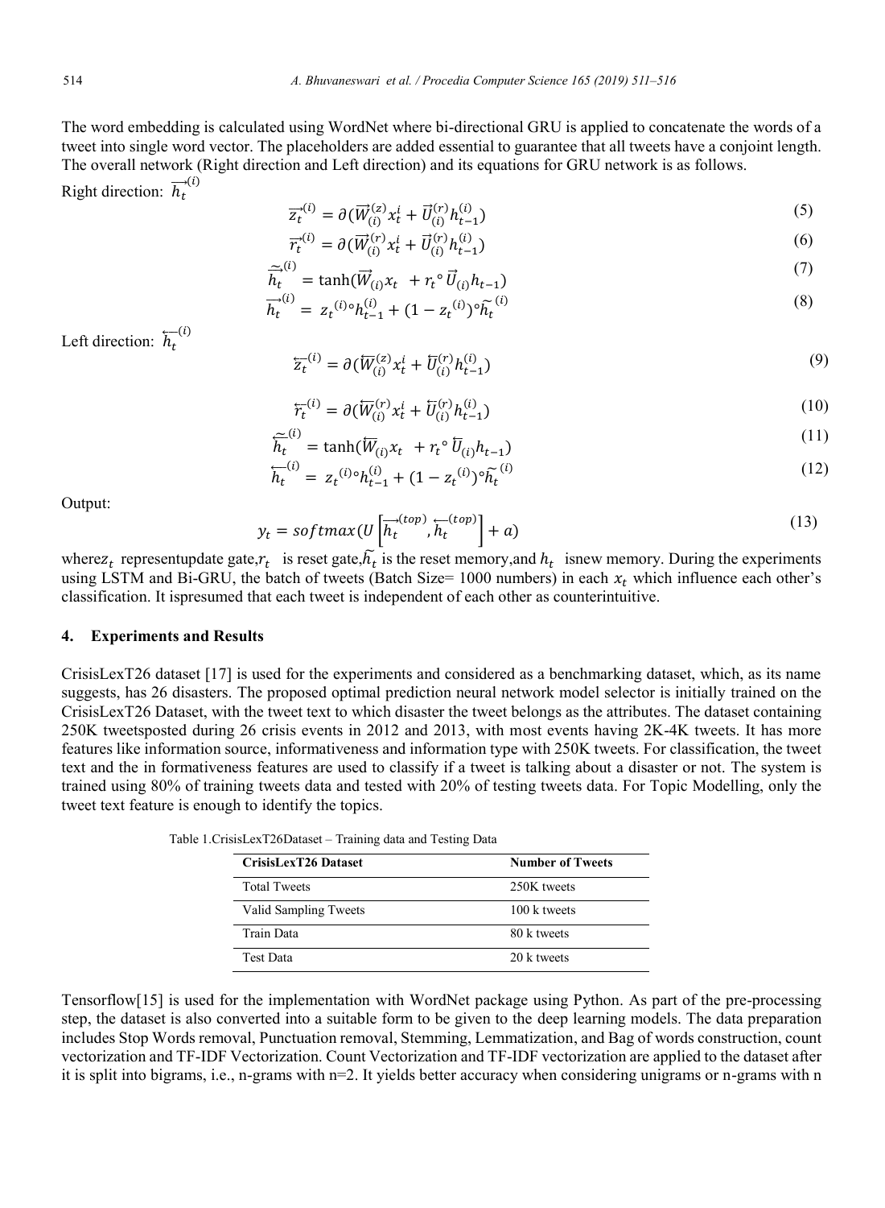The word embedding is calculated using WordNet where bi-directional GRU is applied to concatenate the words of a tweet into single word vector. The placeholders are added essential to guarantee that all tweets have a conjoint length. The overall network (Right direction and Left direction) and its equations for GRU network is as follows.

Right direction: $\overrightarrow{h_t}^{(i)}$

$$\overrightarrow{z_t}^{(i)} = \partial(\overrightarrow{W}_{(i)}^{(z)} x_t^i + \vec{U}_{(i)}^{(r)} h_{t-1}^{(i)}) \tag{5}$$

$$\overrightarrow{r_t}^{(i)} = \partial(\overrightarrow{W}_{(i)}^{(r)} x_t^i + \vec{U}_{(i)}^{(r)} h_{t-1}^{(i)}) \tag{6}$$

$$\overrightarrow{\widetilde{h_t}}^{(i)} = \tanh(\overrightarrow{W}_{(i)} x_t \ + r_t \circ \vec{U}_{(i)} h_{t-1}) \tag{7}$$

$$\overrightarrow{h_t}^{(i)} = z_t^{(i)} \circ h_{t-1}^{(i)} + (1 - z_t^{(i)}) \circ \widetilde{h_t}^{(i)} \tag{8}$$

Left direction: $\overleftarrow{h_t}^{(i)}$

$$\overleftarrow{z_t}^{(i)} = \partial(\overleftarrow{W}_{(i)}^{(z)} x_t^i + \overleftarrow{U}_{(i)}^{(r)} h_{t-1}^{(i)}) \tag{9}$$

$$\overleftarrow{r_t}^{(i)} = \partial(\overleftarrow{W}_{(i)}^{(r)} x_t^i + \overleftarrow{U}_{(i)}^{(r)} h_{t-1}^{(i)}) \tag{10}$$

$$\overleftarrow{\widetilde{h_t}}^{(i)} = \tanh(\overleftarrow{W}_{(i)} x_t \ + r_t \circ \overleftarrow{U}_{(i)} h_{t-1}) \tag{11}$$

$$\overleftarrow{h_t}^{(i)} = z_t^{(i)} \circ h_{t-1}^{(i)} + (1 - z_t^{(i)}) \circ \widetilde{h_t}^{(i)} \tag{12}$$

Output:

$$y_t = softmax(U \left[ \overrightarrow{h_t}^{(top)}, \overleftarrow{h_t}^{(top)} \right] + a) \tag{13}$$

where$z_t$ representupdate gate,$r_t$ is reset gate,$\widetilde{h_t}$ is the reset memory,and $h_t$ isnew memory. During the experiments using LSTM and Bi-GRU, the batch of tweets (Batch Size= 1000 numbers) in each $x_t$ which influence each other's classification. It ispresumed that each tweet is independent of each other as counterintuitive.

## 4. Experiments and Results

CrisisLexT26 dataset [17] is used for the experiments and considered as a benchmarking dataset, which, as its name suggests, has 26 disasters. The proposed optimal prediction neural network model selector is initially trained on the CrisisLexT26 Dataset, with the tweet text to which disaster the tweet belongs as the attributes. The dataset containing 250K tweetsposted during 26 crisis events in 2012 and 2013, with most events having 2K-4K tweets. It has more features like information source, informativeness and information type with 250K tweets. For classification, the tweet text and the in formativeness features are used to classify if a tweet is talking about a disaster or not. The system is trained using 80% of training tweets data and tested with 20% of testing tweets data. For Topic Modelling, only the tweet text feature is enough to identify the topics.

Table 1.CrisisLexT26Dataset – Training data and Testing Data

| CrisisLexT26 Dataset | Number of Tweets |
|---|---|
| Total Tweets | 250K tweets |
| Valid Sampling Tweets | 100 k tweets |
| Train Data | 80 k tweets |
| Test Data | 20 k tweets |

Tensorflow[15] is used for the implementation with WordNet package using Python. As part of the pre-processing step, the dataset is also converted into a suitable form to be given to the deep learning models. The data preparation includes Stop Words removal, Punctuation removal, Stemming, Lemmatization, and Bag of words construction, count vectorization and TF-IDF Vectorization. Count Vectorization and TF-IDF vectorization are applied to the dataset after it is split into bigrams, i.e., n-grams with n=2. It yields better accuracy when considering unigrams or n-grams with n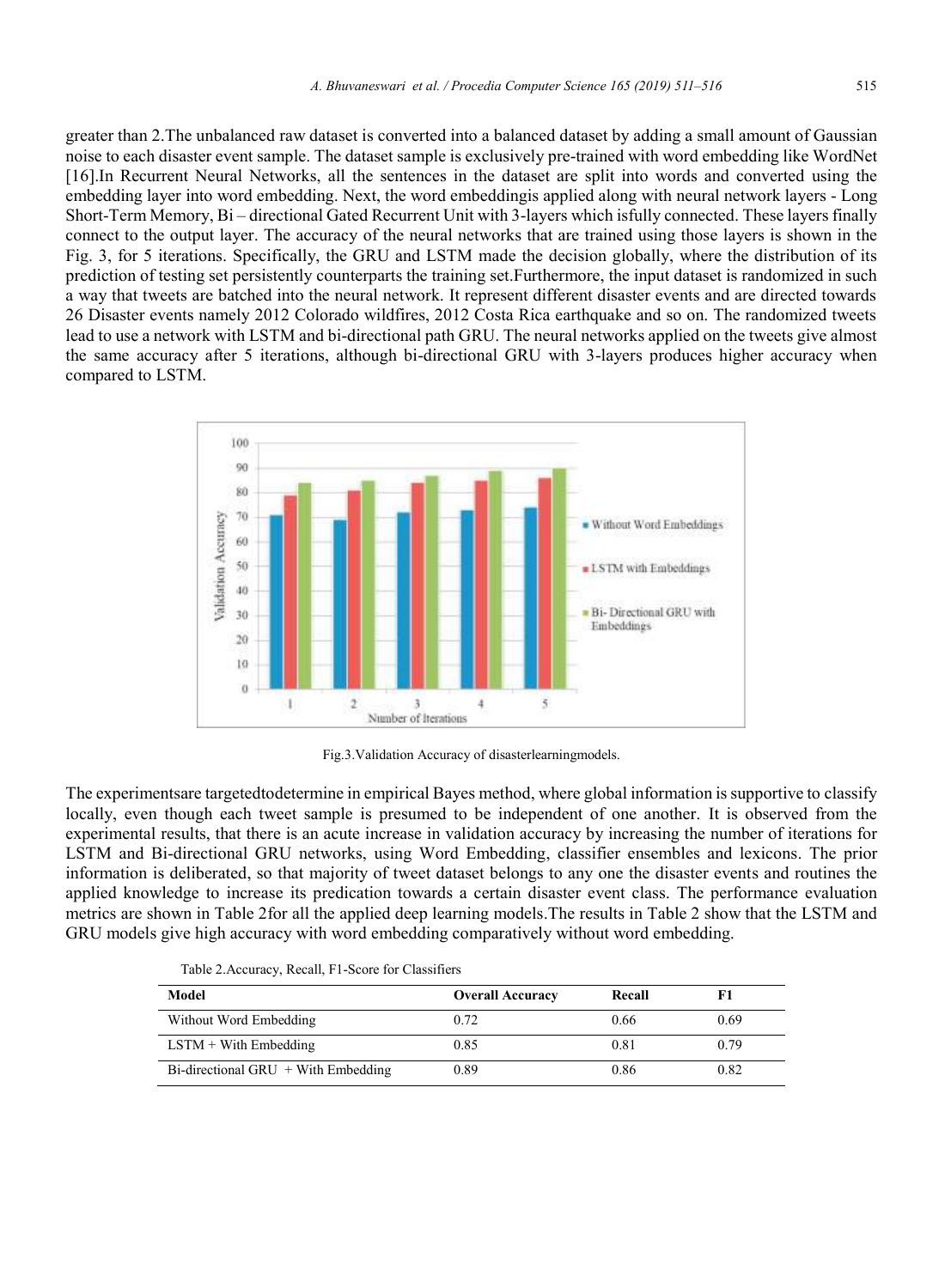greater than 2.The unbalanced raw dataset is converted into a balanced dataset by adding a small amount of Gaussian noise to each disaster event sample. The dataset sample is exclusively pre-trained with word embedding like WordNet [16].In Recurrent Neural Networks, all the sentences in the dataset are split into words and converted using the embedding layer into word embedding. Next, the word embeddingis applied along with neural network layers - Long Short-Term Memory, Bi – directional Gated Recurrent Unit with 3-layers which isfully connected. These layers finally connect to the output layer. The accuracy of the neural networks that are trained using those layers is shown in the Fig. 3, for 5 iterations. Specifically, the GRU and LSTM made the decision globally, where the distribution of its prediction of testing set persistently counterparts the training set.Furthermore, the input dataset is randomized in such a way that tweets are batched into the neural network. It represent different disaster events and are directed towards 26 Disaster events namely 2012 Colorado wildfires, 2012 Costa Rica earthquake and so on. The randomized tweets lead to use a network with LSTM and bi-directional path GRU. The neural networks applied on the tweets give almost the same accuracy after 5 iterations, although bi-directional GRU with 3-layers produces higher accuracy when compared to LSTM.

Fig.3.Validation Accuracy of disasterlearningmodels.

The experimentsare targetedtodetermine in empirical Bayes method, where global information is supportive to classify locally, even though each tweet sample is presumed to be independent of one another. It is observed from the experimental results, that there is an acute increase in validation accuracy by increasing the number of iterations for LSTM and Bi-directional GRU networks, using Word Embedding, classifier ensembles and lexicons. The prior information is deliberated, so that majority of tweet dataset belongs to any one the disaster events and routines the applied knowledge to increase its predication towards a certain disaster event class. The performance evaluation metrics are shown in Table 2for all the applied deep learning models.The results in Table 2 show that the LSTM and GRU models give high accuracy with word embedding comparatively without word embedding.

Table 2.Accuracy, Recall, F1-Score for Classifiers

| Model | Overall Accuracy | Recall | F1 |
|---|---|---|---|
| Without Word Embedding | 0.72 | 0.66 | 0.69 |
| LSTM + With Embedding | 0.85 | 0.81 | 0.79 |
| Bi-directional GRU + With Embedding | 0.89 | 0.86 | 0.82 |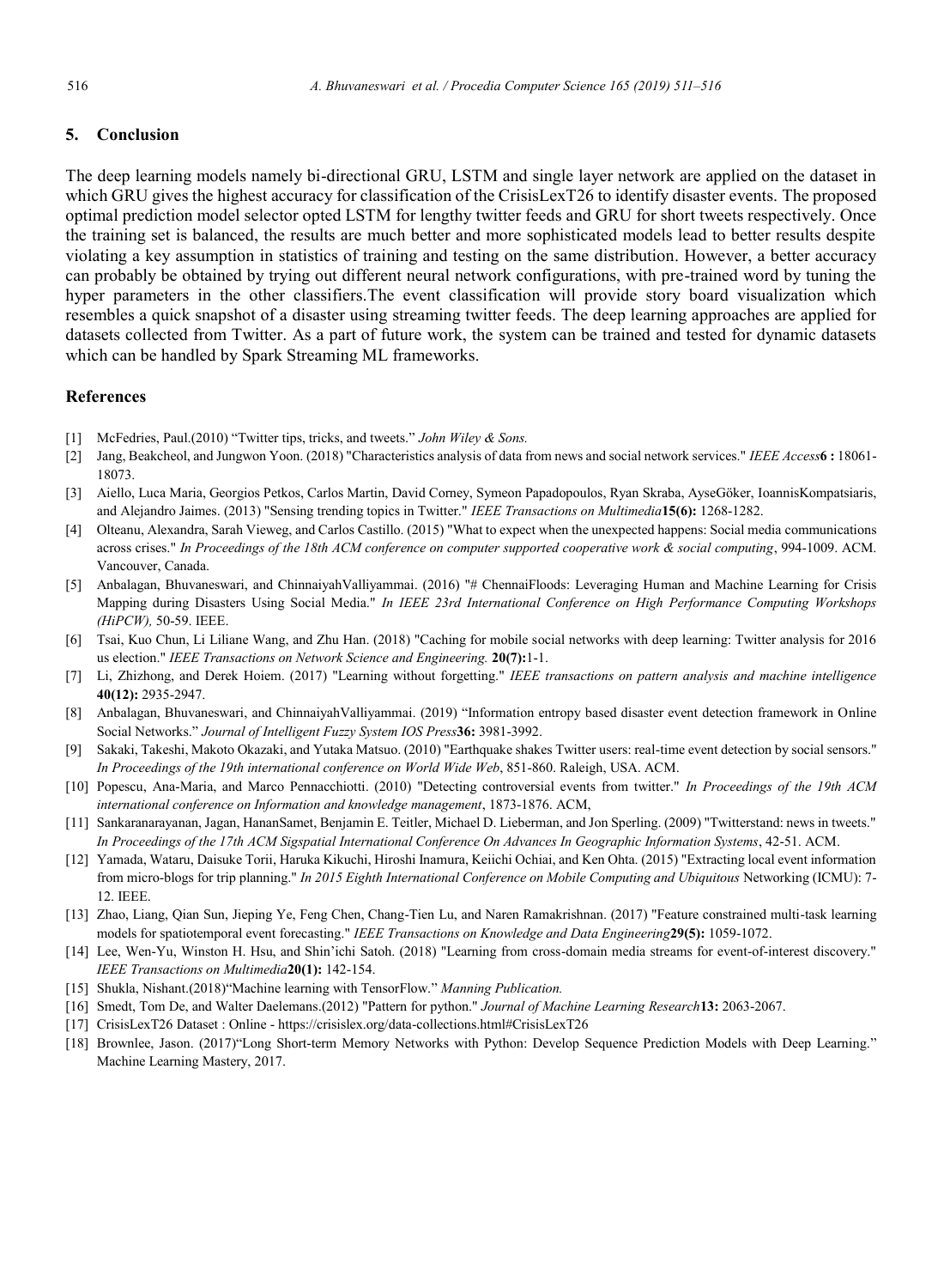## 5. Conclusion

The deep learning models namely bi-directional GRU, LSTM and single layer network are applied on the dataset in which GRU gives the highest accuracy for classification of the CrisisLexT26 to identify disaster events. The proposed optimal prediction model selector opted LSTM for lengthy twitter feeds and GRU for short tweets respectively. Once the training set is balanced, the results are much better and more sophisticated models lead to better results despite violating a key assumption in statistics of training and testing on the same distribution. However, a better accuracy can probably be obtained by trying out different neural network configurations, with pre-trained word by tuning the hyper parameters in the other classifiers.The event classification will provide story board visualization which resembles a quick snapshot of a disaster using streaming twitter feeds. The deep learning approaches are applied for datasets collected from Twitter. As a part of future work, the system can be trained and tested for dynamic datasets which can be handled by Spark Streaming ML frameworks.

## References

[1] McFedries, Paul.(2010) "Twitter tips, tricks, and tweets." *John Wiley & Sons.*

[2] Jang, Beakcheol, and Jungwon Yoon. (2018) "Characteristics analysis of data from news and social network services." *IEEE Access***6 :** 18061-18073.

[3] Aiello, Luca Maria, Georgios Petkos, Carlos Martin, David Corney, Symeon Papadopoulos, Ryan Skraba, AyseGöker, IoannisKompatsiaris, and Alejandro Jaimes. (2013) "Sensing trending topics in Twitter." *IEEE Transactions on Multimedia***15(6):** 1268-1282.

[4] Olteanu, Alexandra, Sarah Vieweg, and Carlos Castillo. (2015) "What to expect when the unexpected happens: Social media communications across crises." *In Proceedings of the 18th ACM conference on computer supported cooperative work & social computing*, 994-1009. ACM. Vancouver, Canada.

[5] Anbalagan, Bhuvaneswari, and ChinnaiyahValliyammai. (2016) "# ChennaiFloods: Leveraging Human and Machine Learning for Crisis Mapping during Disasters Using Social Media." *In IEEE 23rd International Conference on High Performance Computing Workshops (HiPCW),* 50-59. IEEE.

[6] Tsai, Kuo Chun, Li Liliane Wang, and Zhu Han. (2018) "Caching for mobile social networks with deep learning: Twitter analysis for 2016 us election." *IEEE Transactions on Network Science and Engineering.* **20(7):**1-1.

[7] Li, Zhizhong, and Derek Hoiem. (2017) "Learning without forgetting." *IEEE transactions on pattern analysis and machine intelligence* **40(12):** 2935-2947.

[8] Anbalagan, Bhuvaneswari, and ChinnaiyahValliyammai. (2019) "Information entropy based disaster event detection framework in Online Social Networks." *Journal of Intelligent Fuzzy System IOS Press***36:** 3981-3992.

[9] Sakaki, Takeshi, Makoto Okazaki, and Yutaka Matsuo. (2010) "Earthquake shakes Twitter users: real-time event detection by social sensors." *In Proceedings of the 19th international conference on World Wide Web*, 851-860. Raleigh, USA. ACM.

[10] Popescu, Ana-Maria, and Marco Pennacchiotti. (2010) "Detecting controversial events from twitter." *In Proceedings of the 19th ACM international conference on Information and knowledge management*, 1873-1876. ACM,

[11] Sankaranarayanan, Jagan, HananSamet, Benjamin E. Teitler, Michael D. Lieberman, and Jon Sperling. (2009) "Twitterstand: news in tweets." *In Proceedings of the 17th ACM Sigspatial International Conference On Advances In Geographic Information Systems*, 42-51. ACM.

[12] Yamada, Wataru, Daisuke Torii, Haruka Kikuchi, Hiroshi Inamura, Keiichi Ochiai, and Ken Ohta. (2015) "Extracting local event information from micro-blogs for trip planning." *In 2015 Eighth International Conference on Mobile Computing and Ubiquitous* Networking (ICMU): 7-12. IEEE.

[13] Zhao, Liang, Qian Sun, Jieping Ye, Feng Chen, Chang-Tien Lu, and Naren Ramakrishnan. (2017) "Feature constrained multi-task learning models for spatiotemporal event forecasting." *IEEE Transactions on Knowledge and Data Engineering***29(5):** 1059-1072.

[14] Lee, Wen-Yu, Winston H. Hsu, and Shin'ichi Satoh. (2018) "Learning from cross-domain media streams for event-of-interest discovery." *IEEE Transactions on Multimedia***20(1):** 142-154.

[15] Shukla, Nishant.(2018)"Machine learning with TensorFlow." *Manning Publication.*

[16] Smedt, Tom De, and Walter Daelemans.(2012) "Pattern for python." *Journal of Machine Learning Research***13:** 2063-2067.

[17] CrisisLexT26 Dataset : Online - https://crisislex.org/data-collections.html#CrisisLexT26

[18] Brownlee, Jason. (2017)"Long Short-term Memory Networks with Python: Develop Sequence Prediction Models with Deep Learning." Machine Learning Mastery, 2017.